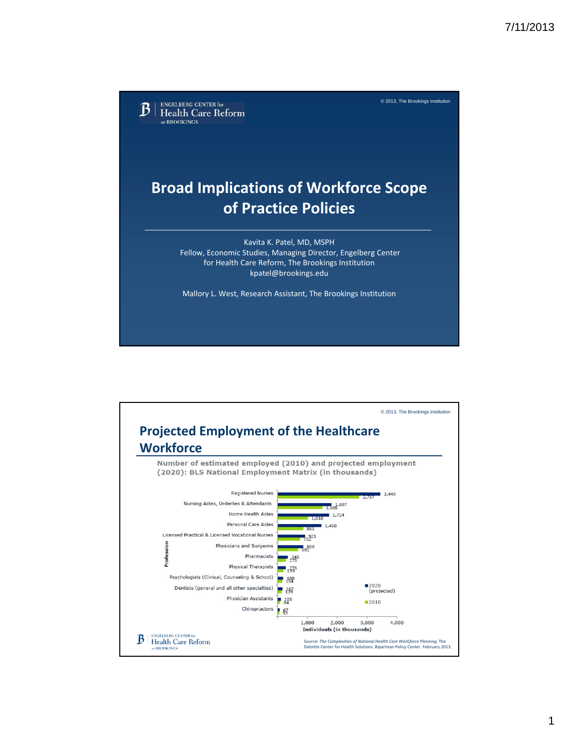© 2013, The Brookings Institution

ENGELBERG CENTER for Health Care Reform at BROOKINGS

# Broad Implications of Workforce Scope of Practice Policies

Kavita K. Patel, MD, MSPH
Fellow, Economic Studies, Managing Director, Engelberg Center for Health Care Reform, The Brookings Institution
kpatel@brookings.edu

Mallory L. West, Research Assistant, The Brookings Institution

---

© 2013, The Brookings Institution

## Projected Employment of the Healthcare Workforce

**Number of estimated employed (2010) and projected employment (2020): BLS National Employment Matrix (in thousands)**

| Profession | 2020 (projected) | 2010 |
|---|---|---|
| Registered Nurses | 3,449 | 2,737 |
| Nursing Aides, Orderlies & Attendants | 1,807 | 1,505 |
| Home Health Aides | 1,724 | 1,018 |
| Personal Care Aides | 1,468 | 861 |
| Licensed Practical & Licensed Vocational Nurses | 921 | 752 |
| Physicians and Surgeons | 859 | 691 |
| Pharmacists | 345 | 275 |
| Physical Therapists | 276 | 199 |
| Psychologists (Clinical, Counseling & School) | 188 | 154 |
| Dentists (general and all other specialties) | 167 | 139 |
| Physician Assistants | 108 | 84 |
| Chiropractors | 67 | 53 |

Individuals (in thousands)

Source: *The Complexities of National Health Care Workforce Planning*. The Deloitte Center for Health Solutions. Bipartisan Policy Center. February 2013.

ENGELBERG CENTER for Health Care Reform at BROOKINGS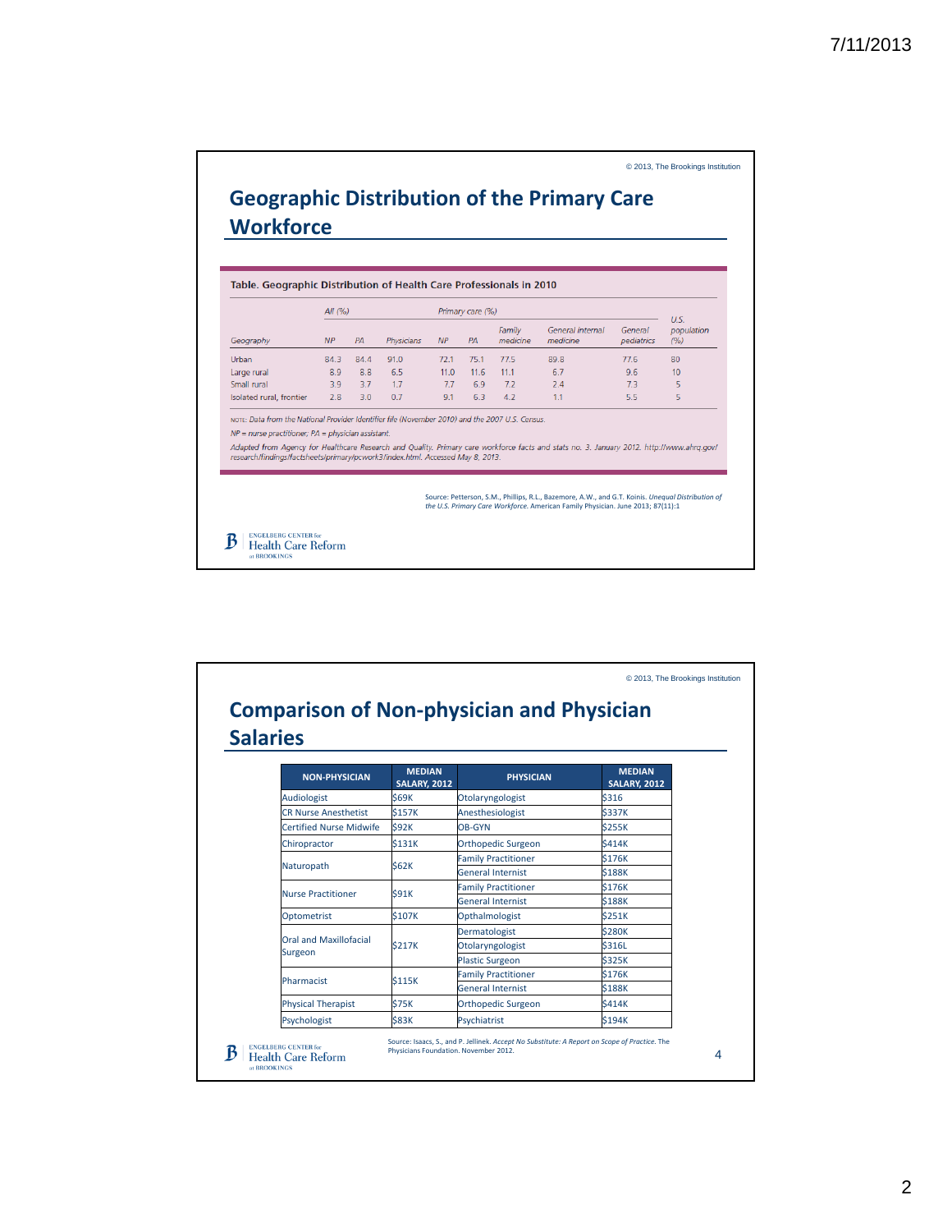© 2013, The Brookings Institution

## Geographic Distribution of the Primary Care Workforce

**Table. Geographic Distribution of Health Care Professionals in 2010**

| | All (%) | | | Primary care (%) | | | | | |
|---|---|---|---|---|---|---|---|---|---|
| Geography | NP | PA | Physicians | NP | PA | Family medicine | General internal medicine | General pediatrics | U.S. population (%) |
| Urban | 84.3 | 84.4 | 91.0 | 72.1 | 75.1 | 77.5 | 89.8 | 77.6 | 80 |
| Large rural | 8.9 | 8.8 | 6.5 | 11.0 | 11.6 | 11.1 | 6.7 | 9.6 | 10 |
| Small rural | 3.9 | 3.7 | 1.7 | 7.7 | 6.9 | 7.2 | 2.4 | 7.3 | 5 |
| Isolated rural, frontier | 2.8 | 3.0 | 0.7 | 9.1 | 6.3 | 4.2 | 1.1 | 5.5 | 5 |

NOTE: *Data from the National Provider Identifier file (November 2010) and the 2007 U.S. Census.*

*NP = nurse practitioner; PA = physician assistant.*

*Adapted from Agency for Healthcare Research and Quality. Primary care workforce facts and stats no. 3. January 2012. http://www.ahrq.gov/research/findings/factsheets/primary/pcwork3/index.html. Accessed May 8, 2013.*

Source: Petterson, S.M., Phillips, R.L., Bazemore, A.W., and G.T. Koinis. *Unequal Distribution of the U.S. Primary Care Workforce.* American Family Physician. June 2013; 87(11):1

ENGELBERG CENTER for Health Care Reform at BROOKINGS

© 2013, The Brookings Institution

## Comparison of Non-physician and Physician Salaries

| NON-PHYSICIAN | MEDIAN SALARY, 2012 | PHYSICIAN | MEDIAN SALARY, 2012 |
|---|---|---|---|
| Audiologist | $69K | Otolaryngologist | $316 |
| CR Nurse Anesthetist | $157K | Anesthesiologist | $337K |
| Certified Nurse Midwife | $92K | OB-GYN | $255K |
| Chiropractor | $131K | Orthopedic Surgeon | $414K |
| Naturopath | $62K | Family Practitioner | $176K |
| | | General Internist | $188K |
| Nurse Practitioner | $91K | Family Practitioner | $176K |
| | | General Internist | $188K |
| Optometrist | $107K | Opthalmologist | $251K |
| Oral and Maxillofacial Surgeon | $217K | Dermatologist | $280K |
| | | Otolaryngologist | $316L |
| | | Plastic Surgeon | $325K |
| Pharmacist | $115K | Family Practitioner | $176K |
| | | General Internist | $188K |
| Physical Therapist | $75K | Orthopedic Surgeon | $414K |
| Psychologist | $83K | Psychiatrist | $194K |

Source: Isaacs, S., and P. Jellinek. *Accept No Substitute: A Report on Scope of Practice*. The Physicians Foundation. November 2012.

ENGELBERG CENTER for Health Care Reform at BROOKINGS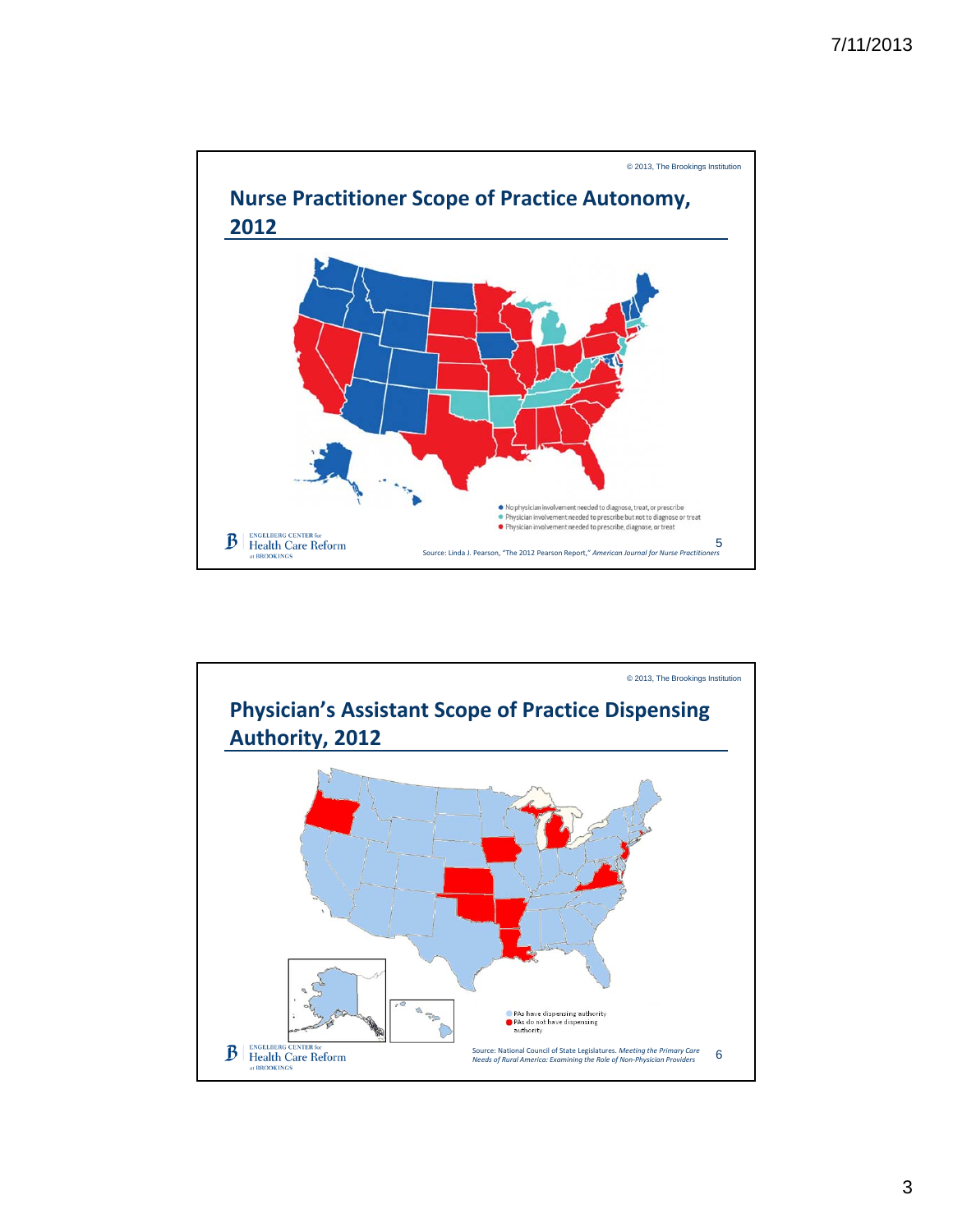© 2013, The Brookings Institution

## Nurse Practitioner Scope of Practice Autonomy, 2012

- No physician involvement needed to diagnose, treat, or prescribe
- Physician involvement needed to prescribe but not to diagnose or treat
- Physician involvement needed to prescribe, diagnose, or treat

ENGELBERG CENTER for Health Care Reform at BROOKINGS

Source: Linda J. Pearson, "The 2012 Pearson Report," *American Journal for Nurse Practitioners*

5

© 2013, The Brookings Institution

## Physician's Assistant Scope of Practice Dispensing Authority, 2012

- PAs have dispensing authority
- PAs do not have dispensing authority

ENGELBERG CENTER for Health Care Reform at BROOKINGS

Source: National Council of State Legislatures. *Meeting the Primary Care Needs of Rural America: Examining the Role of Non-Physician Providers*

6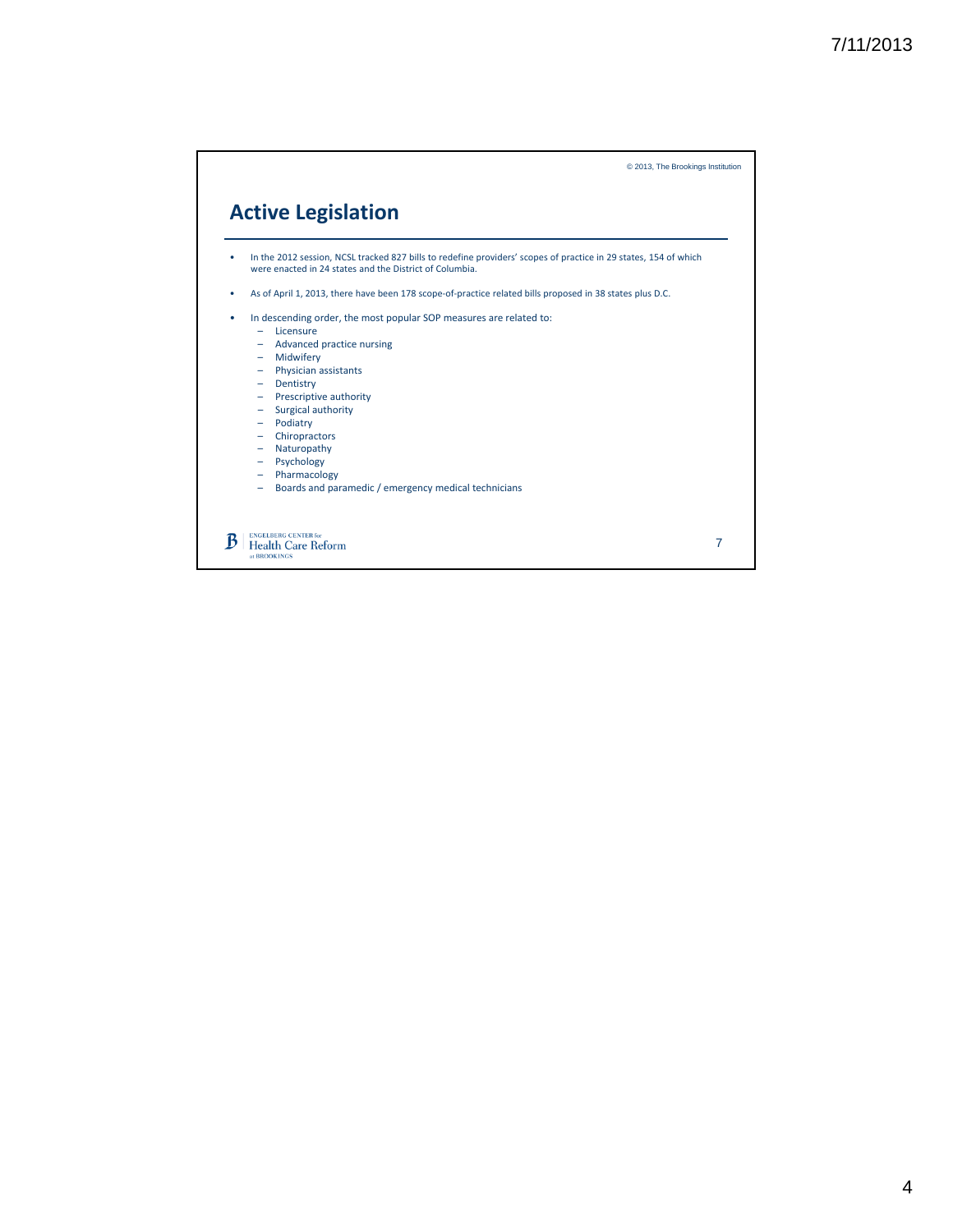## Active Legislation

- In the 2012 session, NCSL tracked 827 bills to redefine providers' scopes of practice in 29 states, 154 of which were enacted in 24 states and the District of Columbia.
- As of April 1, 2013, there have been 178 scope-of-practice related bills proposed in 38 states plus D.C.
- In descending order, the most popular SOP measures are related to:
  - Licensure
  - Advanced practice nursing
  - Midwifery
  - Physician assistants
  - Dentistry
  - Prescriptive authority
  - Surgical authority
  - Podiatry
  - Chiropractors
  - Naturopathy
  - Psychology
  - Pharmacology
  - Boards and paramedic / emergency medical technicians